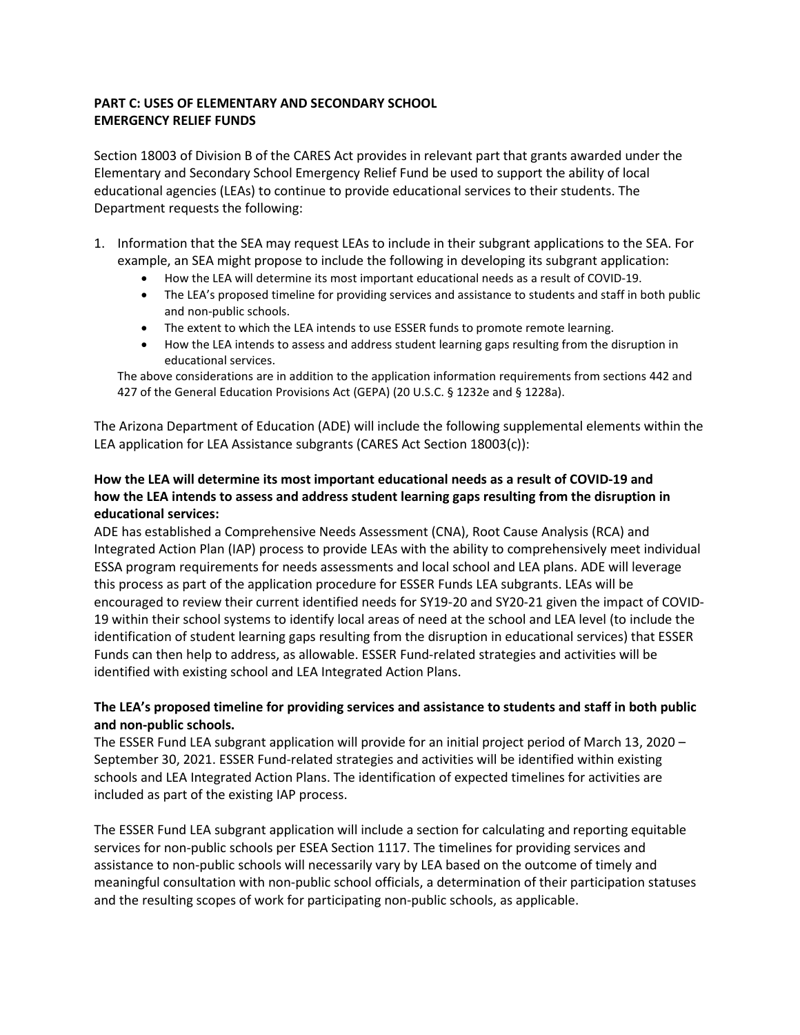## PART C: USES OF ELEMENTARY AND SECONDARY SCHOOL EMERGENCY RELIEF FUNDS

Section 18003 of Division B of the CARES Act provides in relevant part that grants awarded under the Elementary and Secondary School Emergency Relief Fund be used to support the ability of local educational agencies (LEAs) to continue to provide educational services to their students. The Department requests the following:

1. Information that the SEA may request LEAs to include in their subgrant applications to the SEA. For example, an SEA might propose to include the following in developing its subgrant application:
   - How the LEA will determine its most important educational needs as a result of COVID-19.
   - The LEA's proposed timeline for providing services and assistance to students and staff in both public and non-public schools.
   - The extent to which the LEA intends to use ESSER funds to promote remote learning.
   - How the LEA intends to assess and address student learning gaps resulting from the disruption in educational services.

   The above considerations are in addition to the application information requirements from sections 442 and 427 of the General Education Provisions Act (GEPA) (20 U.S.C. § 1232e and § 1228a).

The Arizona Department of Education (ADE) will include the following supplemental elements within the LEA application for LEA Assistance subgrants (CARES Act Section 18003(c)):

**How the LEA will determine its most important educational needs as a result of COVID-19 and how the LEA intends to assess and address student learning gaps resulting from the disruption in educational services:**

ADE has established a Comprehensive Needs Assessment (CNA), Root Cause Analysis (RCA) and Integrated Action Plan (IAP) process to provide LEAs with the ability to comprehensively meet individual ESSA program requirements for needs assessments and local school and LEA plans. ADE will leverage this process as part of the application procedure for ESSER Funds LEA subgrants. LEAs will be encouraged to review their current identified needs for SY19-20 and SY20-21 given the impact of COVID-19 within their school systems to identify local areas of need at the school and LEA level (to include the identification of student learning gaps resulting from the disruption in educational services) that ESSER Funds can then help to address, as allowable. ESSER Fund-related strategies and activities will be identified with existing school and LEA Integrated Action Plans.

**The LEA's proposed timeline for providing services and assistance to students and staff in both public and non-public schools.**

The ESSER Fund LEA subgrant application will provide for an initial project period of March 13, 2020 – September 30, 2021. ESSER Fund-related strategies and activities will be identified within existing schools and LEA Integrated Action Plans. The identification of expected timelines for activities are included as part of the existing IAP process.

The ESSER Fund LEA subgrant application will include a section for calculating and reporting equitable services for non-public schools per ESEA Section 1117. The timelines for providing services and assistance to non-public schools will necessarily vary by LEA based on the outcome of timely and meaningful consultation with non-public school officials, a determination of their participation statuses and the resulting scopes of work for participating non-public schools, as applicable.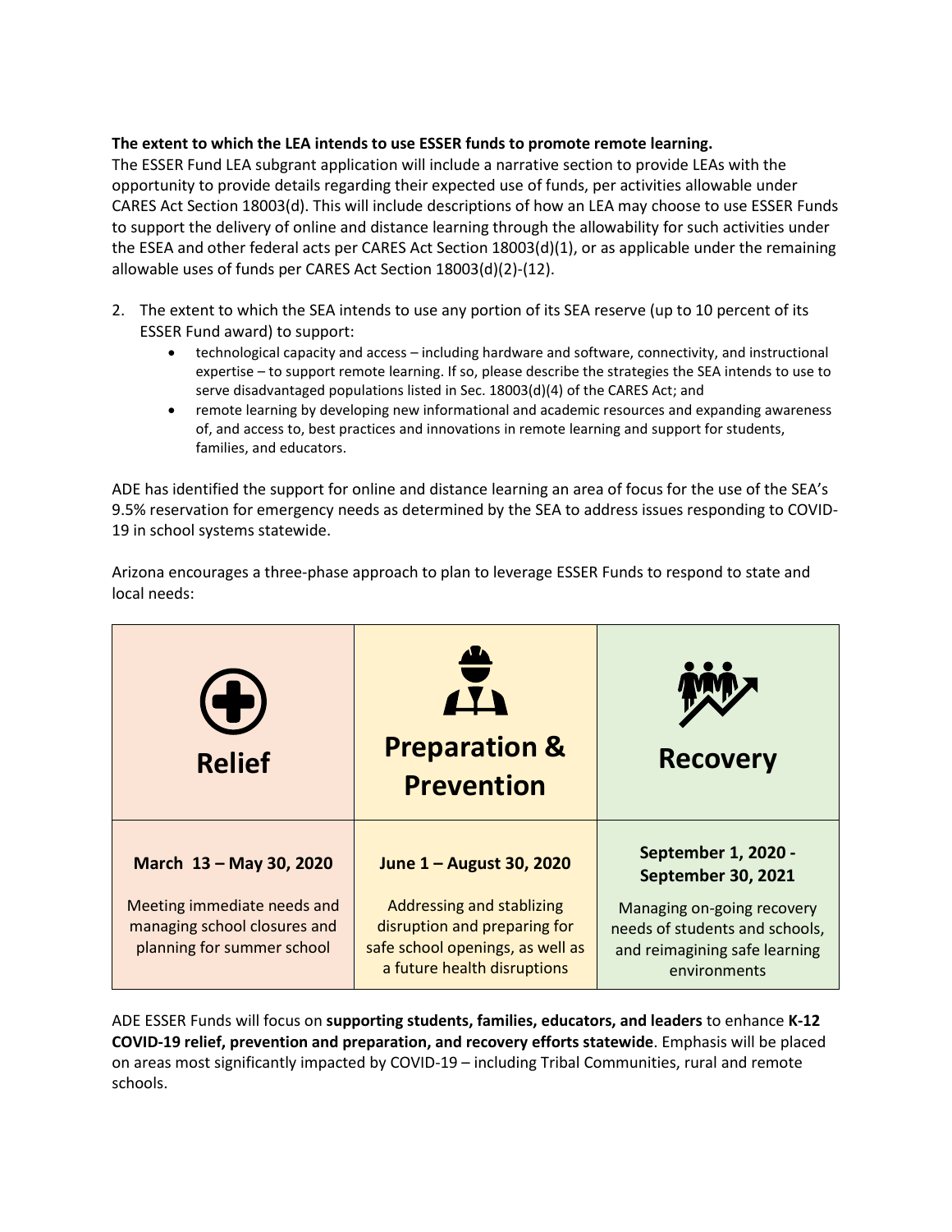**The extent to which the LEA intends to use ESSER funds to promote remote learning.**
The ESSER Fund LEA subgrant application will include a narrative section to provide LEAs with the opportunity to provide details regarding their expected use of funds, per activities allowable under CARES Act Section 18003(d). This will include descriptions of how an LEA may choose to use ESSER Funds to support the delivery of online and distance learning through the allowability for such activities under the ESEA and other federal acts per CARES Act Section 18003(d)(1), or as applicable under the remaining allowable uses of funds per CARES Act Section 18003(d)(2)-(12).

2. The extent to which the SEA intends to use any portion of its SEA reserve (up to 10 percent of its ESSER Fund award) to support:
   - technological capacity and access – including hardware and software, connectivity, and instructional expertise – to support remote learning. If so, please describe the strategies the SEA intends to use to serve disadvantaged populations listed in Sec. 18003(d)(4) of the CARES Act; and
   - remote learning by developing new informational and academic resources and expanding awareness of, and access to, best practices and innovations in remote learning and support for students, families, and educators.

ADE has identified the support for online and distance learning an area of focus for the use of the SEA's 9.5% reservation for emergency needs as determined by the SEA to address issues responding to COVID-19 in school systems statewide.

Arizona encourages a three-phase approach to plan to leverage ESSER Funds to respond to state and local needs:

| **Relief** | **Preparation & Prevention** | **Recovery** |
|---|---|---|
| **March 13 – May 30, 2020**<br><br>Meeting immediate needs and managing school closures and planning for summer school | **June 1 – August 30, 2020**<br><br>Addressing and stablizing disruption and preparing for safe school openings, as well as a future health disruptions | **September 1, 2020 - September 30, 2021**<br><br>Managing on-going recovery needs of students and schools, and reimagining safe learning environments |

ADE ESSER Funds will focus on **supporting students, families, educators, and leaders** to enhance **K-12 COVID-19 relief, prevention and preparation, and recovery efforts statewide**. Emphasis will be placed on areas most significantly impacted by COVID-19 – including Tribal Communities, rural and remote schools.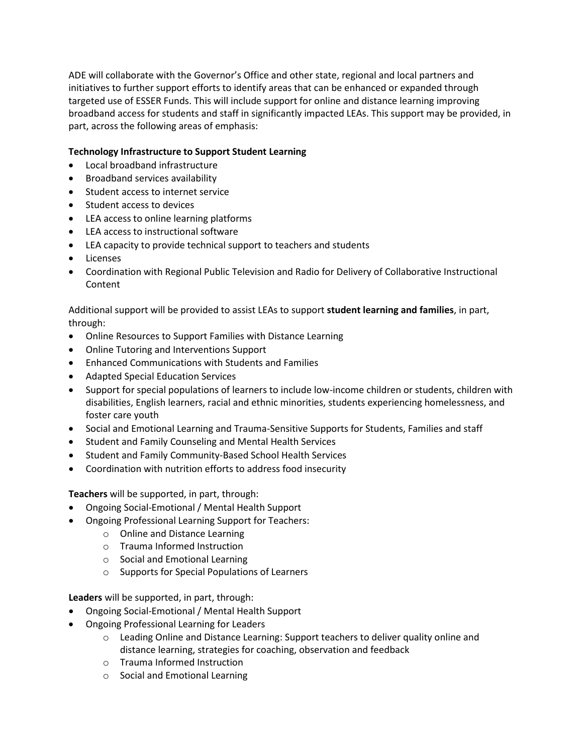ADE will collaborate with the Governor's Office and other state, regional and local partners and initiatives to further support efforts to identify areas that can be enhanced or expanded through targeted use of ESSER Funds. This will include support for online and distance learning improving broadband access for students and staff in significantly impacted LEAs. This support may be provided, in part, across the following areas of emphasis:

**Technology Infrastructure to Support Student Learning**

- Local broadband infrastructure
- Broadband services availability
- Student access to internet service
- Student access to devices
- LEA access to online learning platforms
- LEA access to instructional software
- LEA capacity to provide technical support to teachers and students
- Licenses
- Coordination with Regional Public Television and Radio for Delivery of Collaborative Instructional Content

Additional support will be provided to assist LEAs to support **student learning and families**, in part, through:

- Online Resources to Support Families with Distance Learning
- Online Tutoring and Interventions Support
- Enhanced Communications with Students and Families
- Adapted Special Education Services
- Support for special populations of learners to include low-income children or students, children with disabilities, English learners, racial and ethnic minorities, students experiencing homelessness, and foster care youth
- Social and Emotional Learning and Trauma-Sensitive Supports for Students, Families and staff
- Student and Family Counseling and Mental Health Services
- Student and Family Community-Based School Health Services
- Coordination with nutrition efforts to address food insecurity

**Teachers** will be supported, in part, through:

- Ongoing Social-Emotional / Mental Health Support
- Ongoing Professional Learning Support for Teachers:
    - Online and Distance Learning
    - Trauma Informed Instruction
    - Social and Emotional Learning
    - Supports for Special Populations of Learners

**Leaders** will be supported, in part, through:

- Ongoing Social-Emotional / Mental Health Support
- Ongoing Professional Learning for Leaders
    - Leading Online and Distance Learning: Support teachers to deliver quality online and distance learning, strategies for coaching, observation and feedback
    - Trauma Informed Instruction
    - Social and Emotional Learning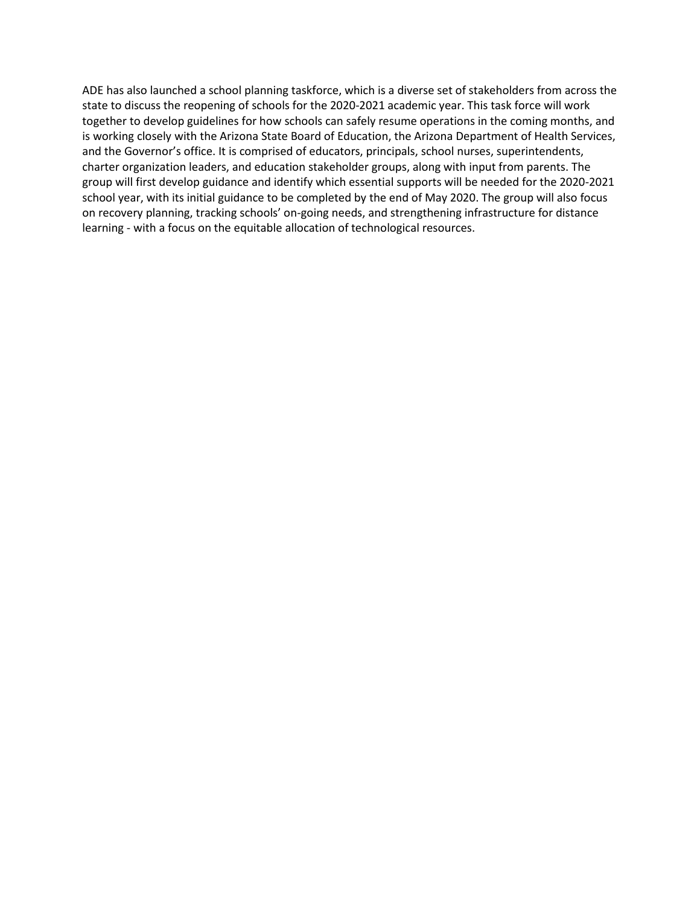ADE has also launched a school planning taskforce, which is a diverse set of stakeholders from across the state to discuss the reopening of schools for the 2020-2021 academic year. This task force will work together to develop guidelines for how schools can safely resume operations in the coming months, and is working closely with the Arizona State Board of Education, the Arizona Department of Health Services, and the Governor's office. It is comprised of educators, principals, school nurses, superintendents, charter organization leaders, and education stakeholder groups, along with input from parents. The group will first develop guidance and identify which essential supports will be needed for the 2020-2021 school year, with its initial guidance to be completed by the end of May 2020. The group will also focus on recovery planning, tracking schools' on-going needs, and strengthening infrastructure for distance learning - with a focus on the equitable allocation of technological resources.